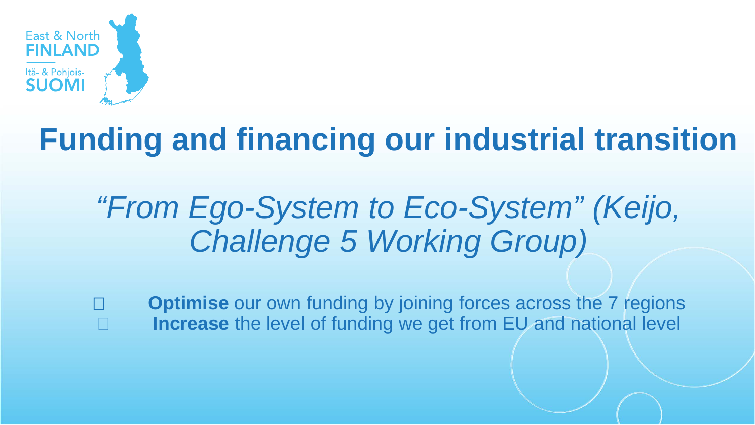East & North
FINLAND

Itä- & Pohjois-
SUOMI

# Funding and financing our industrial transition

*"From Ego-System to Eco-System" (Keijo, Challenge 5 Working Group)*

- **Optimise** our own funding by joining forces across the 7 regions
- **Increase** the level of funding we get from EU and national level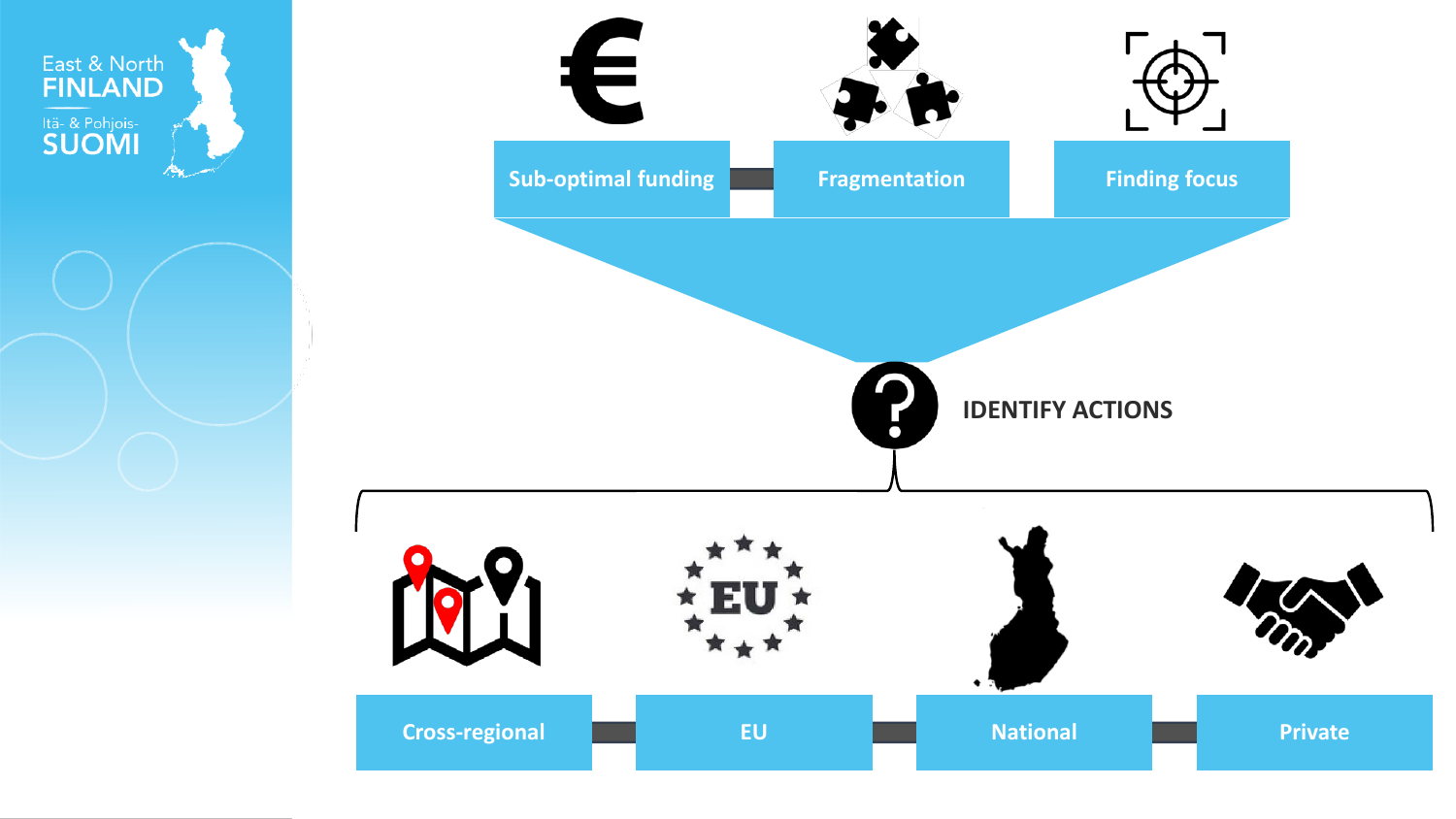East & North FINLAND

Itä- & Pohjois-SUOMI

Sub-optimal funding

Fragmentation

Finding focus

IDENTIFY ACTIONS

Cross-regional

EU

National

Private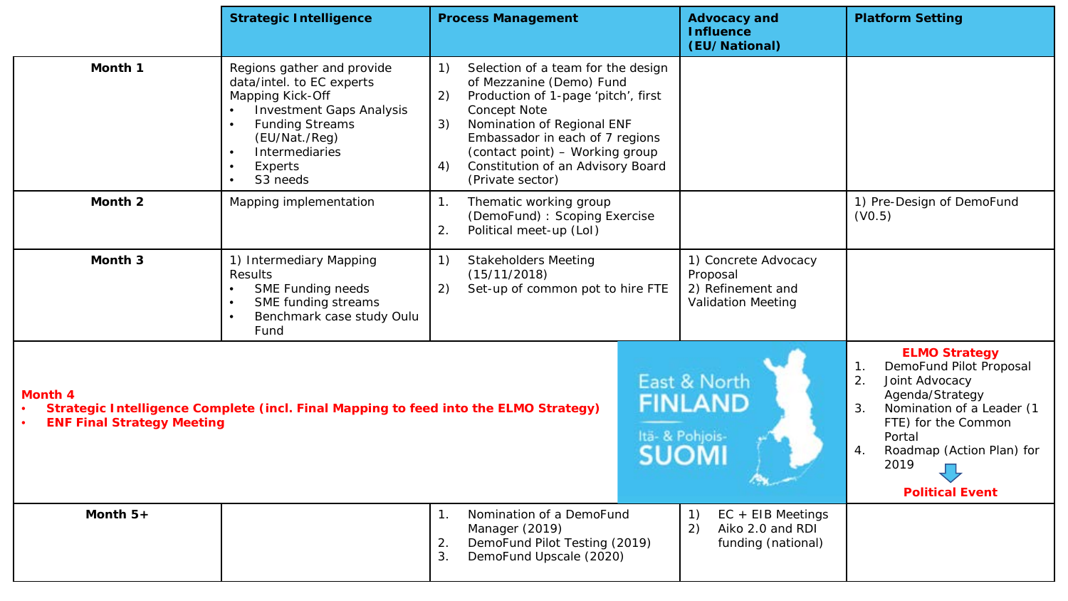| | Strategic Intelligence | Process Management | Advocacy and Influence (EU/National) | Platform Setting |
|---|---|---|---|---|
| **Month 1** | Regions gather and provide data/intel. to EC experts<br>Mapping Kick-Off<br>• Investment Gaps Analysis<br>• Funding Streams (EU/Nat./Reg)<br>• Intermediaries<br>• Experts<br>• S3 needs | 1) Selection of a team for the design of Mezzanine (Demo) Fund<br>2) Production of 1-page 'pitch', first Concept Note<br>3) Nomination of Regional ENF Embassador in each of 7 regions (contact point) – Working group<br>4) Constitution of an Advisory Board (Private sector) | | |
| **Month 2** | Mapping implementation | 1. Thematic working group (DemoFund) : Scoping Exercise<br>2. Political meet-up (LoI) | | 1) Pre-Design of DemoFund (V0.5) |
| **Month 3** | 1) Intermediary Mapping Results<br>• SME Funding needs<br>• SME funding streams<br>• Benchmark case study Oulu Fund | 1) Stakeholders Meeting (15/11/2018)<br>2) Set-up of common pot to hire FTE | 1) Concrete Advocacy Proposal<br>2) Refinement and Validation Meeting | |
| **Month 4**<br>• **Strategic Intelligence Complete (incl. Final Mapping to feed into the ELMO Strategy)**<br>• **ENF Final Strategy Meeting** | | | East & North FINLAND<br>Itä- & Pohjois-SUOMI | **ELMO Strategy**<br>1. DemoFund Pilot Proposal<br>2. Joint Advocacy Agenda/Strategy<br>3. Nomination of a Leader (1 FTE) for the Common Portal<br>4. Roadmap (Action Plan) for 2019<br>**Political Event** |
| **Month 5+** | | 1. Nomination of a DemoFund Manager (2019)<br>2. DemoFund Pilot Testing (2019)<br>3. DemoFund Upscale (2020) | 1) EC + EIB Meetings<br>2) Aiko 2.0 and RDI funding (national) | |